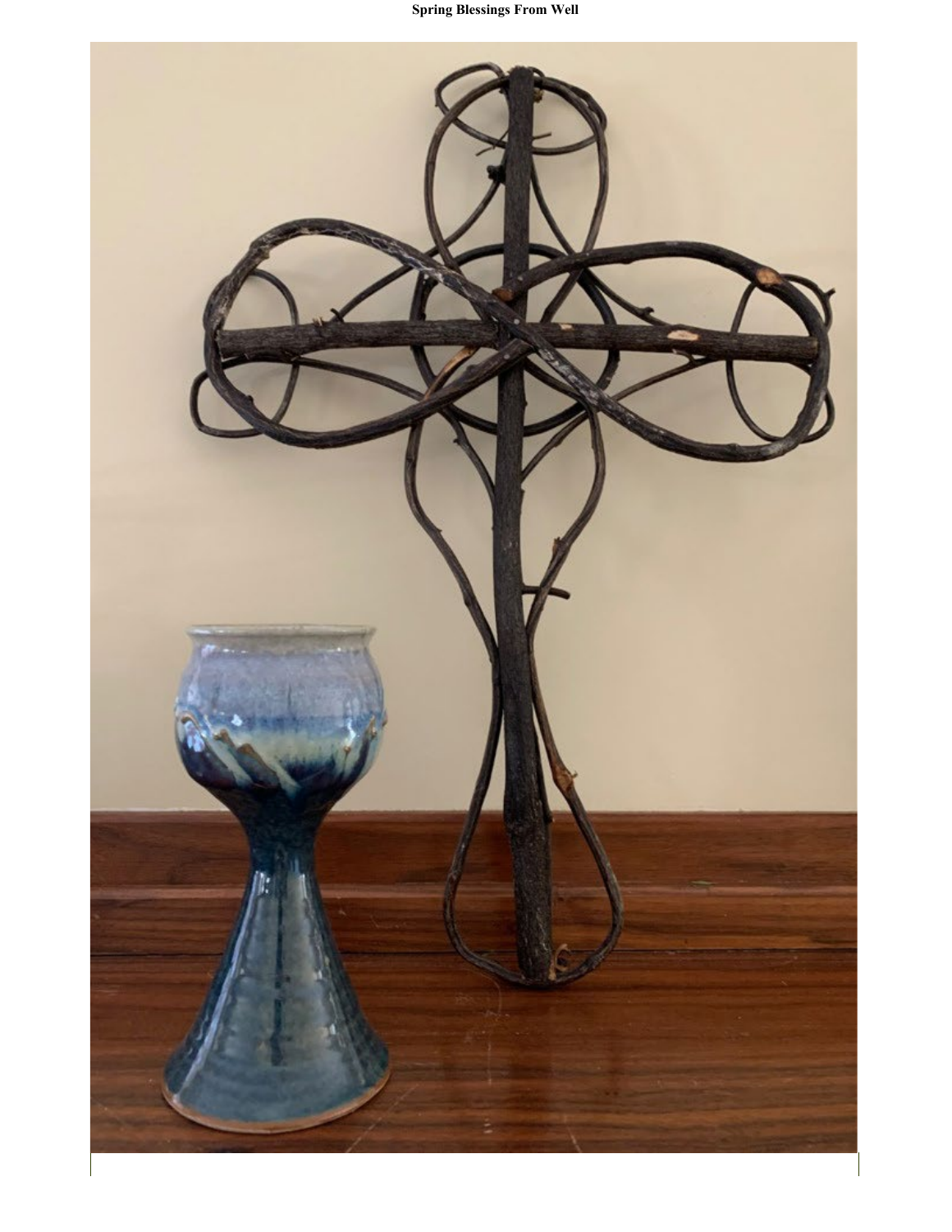**Spring Blessings From Well**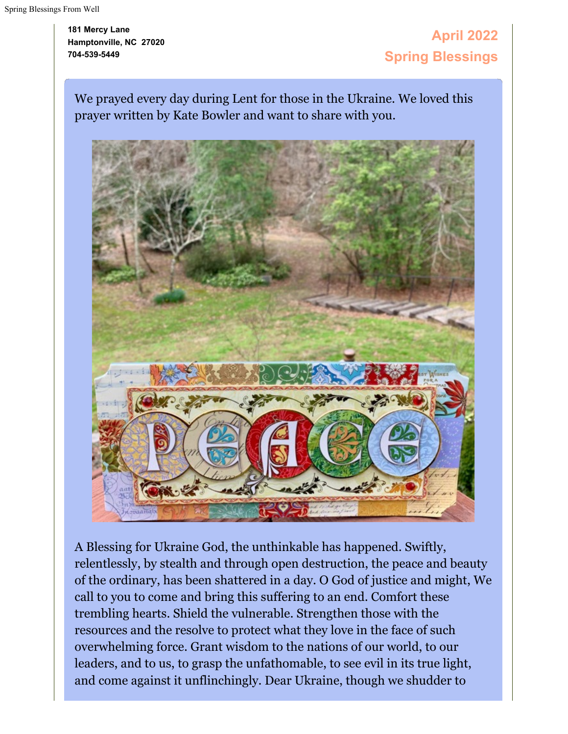181 Mercy Lane
Hamptonville, NC 27020
704-539-5449

**April 2022**
**Spring Blessings**

We prayed every day during Lent for those in the Ukraine. We loved this prayer written by Kate Bowler and want to share with you.

A Blessing for Ukraine God, the unthinkable has happened. Swiftly, relentlessly, by stealth and through open destruction, the peace and beauty of the ordinary, has been shattered in a day. O God of justice and might, We call to you to come and bring this suffering to an end. Comfort these trembling hearts. Shield the vulnerable. Strengthen those with the resources and the resolve to protect what they love in the face of such overwhelming force. Grant wisdom to the nations of our world, to our leaders, and to us, to grasp the unfathomable, to see evil in its true light, and come against it unflinchingly. Dear Ukraine, though we shudder to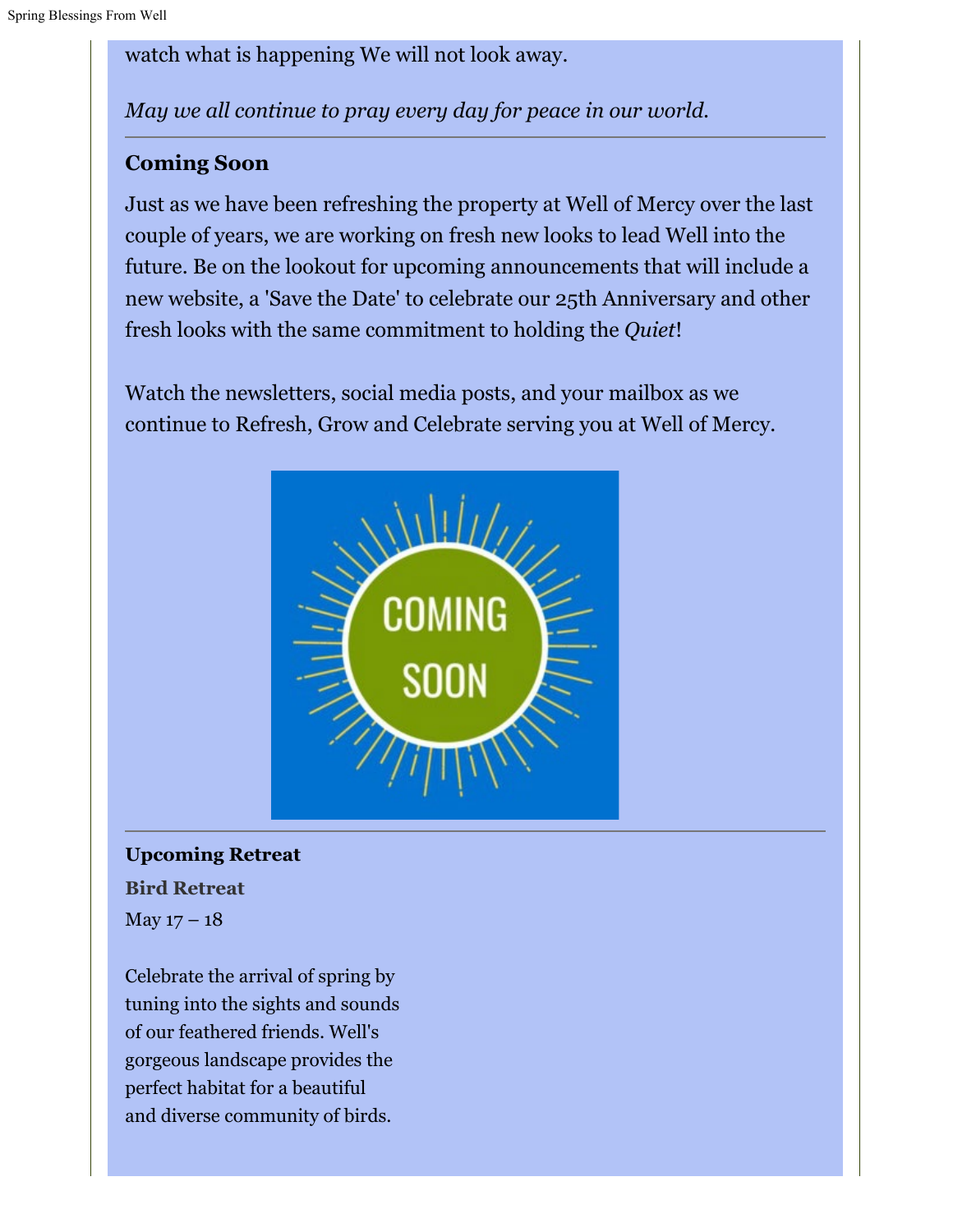watch what is happening We will not look away.

*May we all continue to pray every day for peace in our world.*

---

### Coming Soon

Just as we have been refreshing the property at Well of Mercy over the last couple of years, we are working on fresh new looks to lead Well into the future. Be on the lookout for upcoming announcements that will include a new website, a 'Save the Date' to celebrate our 25th Anniversary and other fresh looks with the same commitment to holding the *Quiet*!

Watch the newsletters, social media posts, and your mailbox as we continue to Refresh, Grow and Celebrate serving you at Well of Mercy.

---

### Upcoming Retreat

**Bird Retreat**

May 17 – 18

Celebrate the arrival of spring by tuning into the sights and sounds of our feathered friends. Well's gorgeous landscape provides the perfect habitat for a beautiful and diverse community of birds.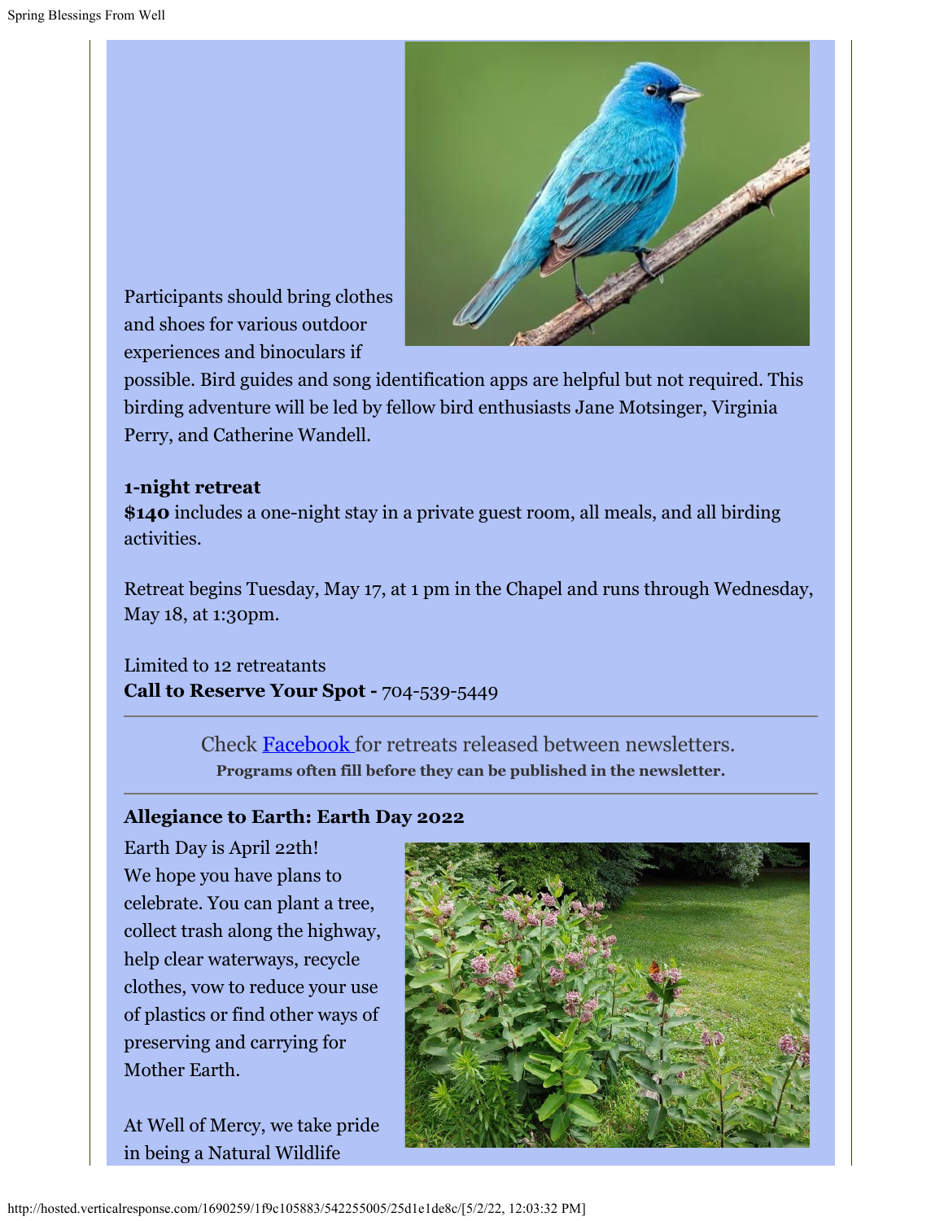Participants should bring clothes and shoes for various outdoor experiences and binoculars if possible. Bird guides and song identification apps are helpful but not required. This birding adventure will be led by fellow bird enthusiasts Jane Motsinger, Virginia Perry, and Catherine Wandell.

**1-night retreat**
**$140** includes a one-night stay in a private guest room, all meals, and all birding activities.

Retreat begins Tuesday, May 17, at 1 pm in the Chapel and runs through Wednesday, May 18, at 1:30pm.

Limited to 12 retreatants
**Call to Reserve Your Spot -** 704-539-5449

---

Check Facebook for retreats released between newsletters.
**Programs often fill before they can be published in the newsletter.**

---

**Allegiance to Earth: Earth Day 2022**

Earth Day is April 22th!
We hope you have plans to celebrate. You can plant a tree, collect trash along the highway, help clear waterways, recycle clothes, vow to reduce your use of plastics or find other ways of preserving and carrying for Mother Earth.

At Well of Mercy, we take pride in being a Natural Wildlife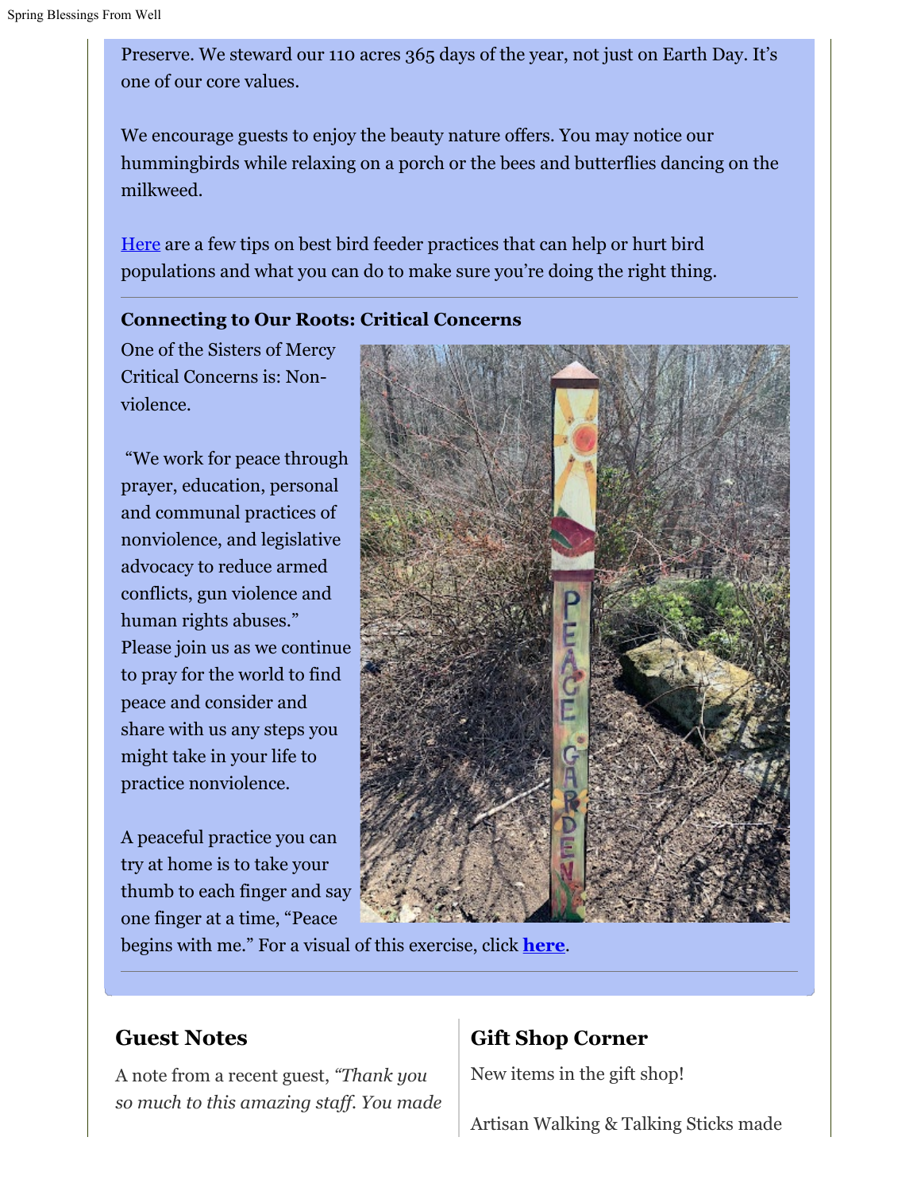Preserve. We steward our 110 acres 365 days of the year, not just on Earth Day. It's one of our core values.

We encourage guests to enjoy the beauty nature offers. You may notice our hummingbirds while relaxing on a porch or the bees and butterflies dancing on the milkweed.

Here are a few tips on best bird feeder practices that can help or hurt bird populations and what you can do to make sure you're doing the right thing.

---

**Connecting to Our Roots: Critical Concerns**

One of the Sisters of Mercy Critical Concerns is: Non-violence.

"We work for peace through prayer, education, personal and communal practices of nonviolence, and legislative advocacy to reduce armed conflicts, gun violence and human rights abuses." Please join us as we continue to pray for the world to find peace and consider and share with us any steps you might take in your life to practice nonviolence.

A peaceful practice you can try at home is to take your thumb to each finger and say one finger at a time, "Peace begins with me." For a visual of this exercise, click **here**.

---

## Guest Notes

A note from a recent guest, *"Thank you so much to this amazing staff. You made*

## Gift Shop Corner

New items in the gift shop!

Artisan Walking & Talking Sticks made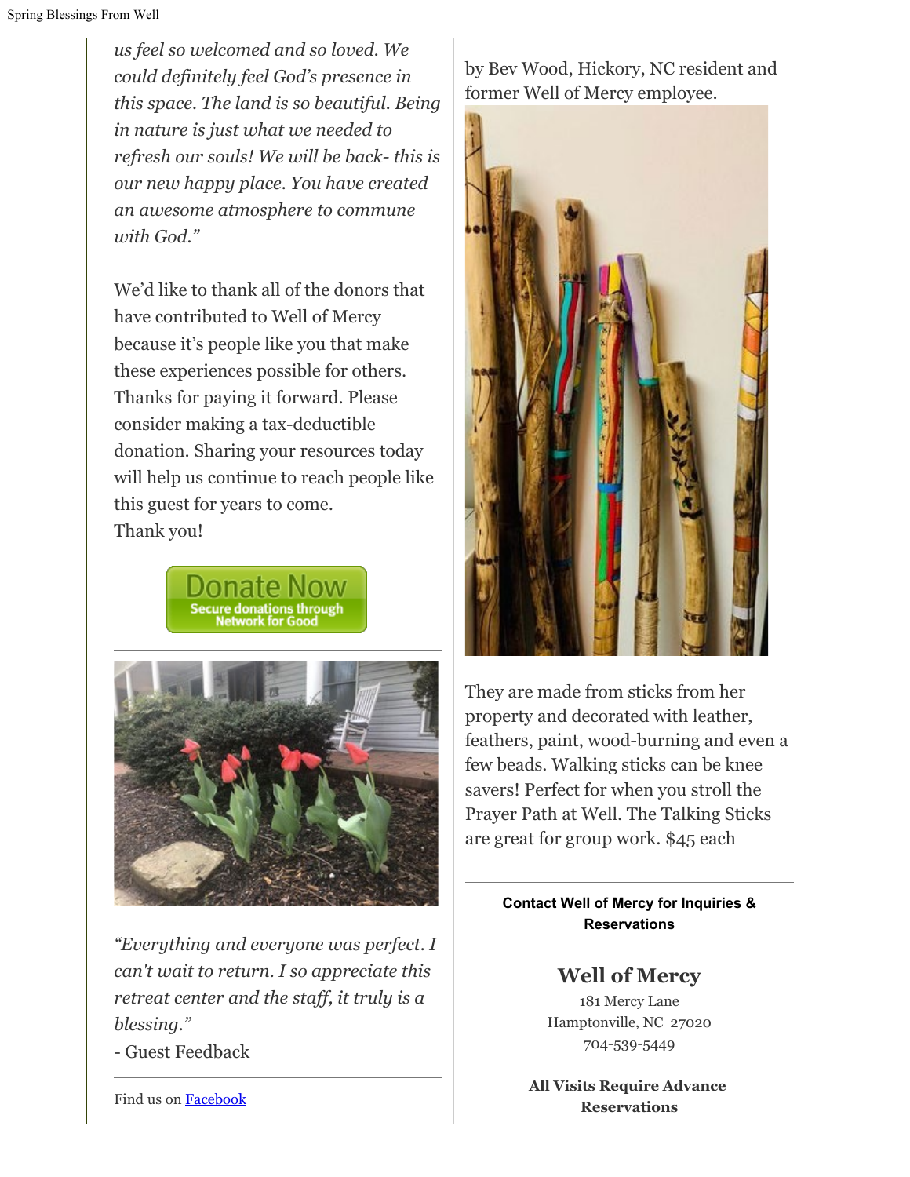*us feel so welcomed and so loved. We could definitely feel God's presence in this space. The land is so beautiful. Being in nature is just what we needed to refresh our souls! We will be back- this is our new happy place. You have created an awesome atmosphere to commune with God."*

We'd like to thank all of the donors that have contributed to Well of Mercy because it's people like you that make these experiences possible for others. Thanks for paying it forward. Please consider making a tax-deductible donation. Sharing your resources today will help us continue to reach people like this guest for years to come.
Thank you!

Donate Now
Secure donations through Network for Good

---

*"Everything and everyone was perfect. I can't wait to return. I so appreciate this retreat center and the staff, it truly is a blessing."*
- Guest Feedback

---

Find us on [Facebook]

by Bev Wood, Hickory, NC resident and former Well of Mercy employee.

They are made from sticks from her property and decorated with leather, feathers, paint, wood-burning and even a few beads. Walking sticks can be knee savers! Perfect for when you stroll the Prayer Path at Well. The Talking Sticks are great for group work. $45 each

---

**Contact Well of Mercy for Inquiries & Reservations**

**Well of Mercy**
181 Mercy Lane
Hamptonville, NC 27020
704-539-5449

**All Visits Require Advance Reservations**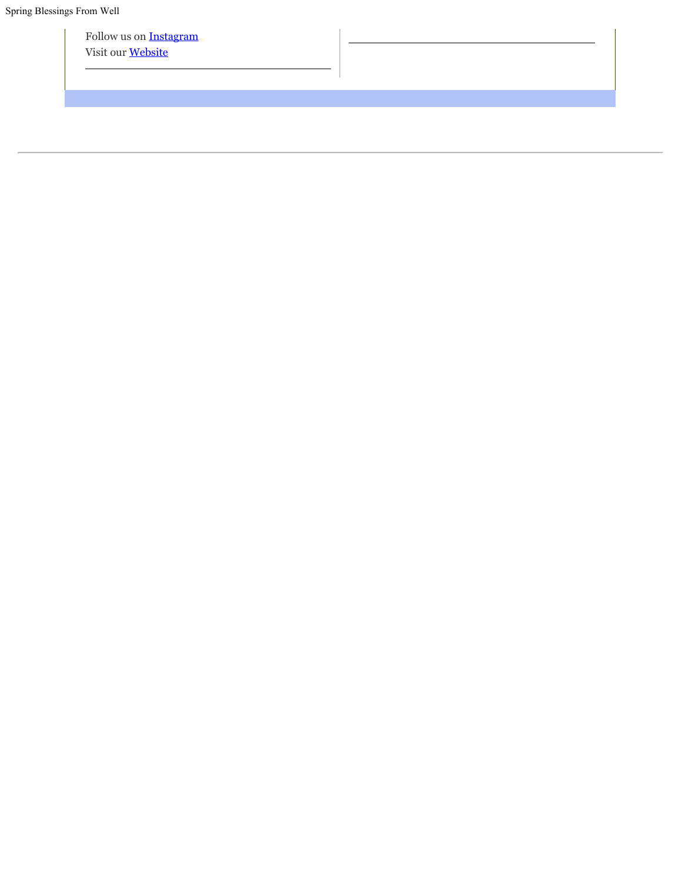Follow us on [Instagram]()
Visit our [Website]()

---